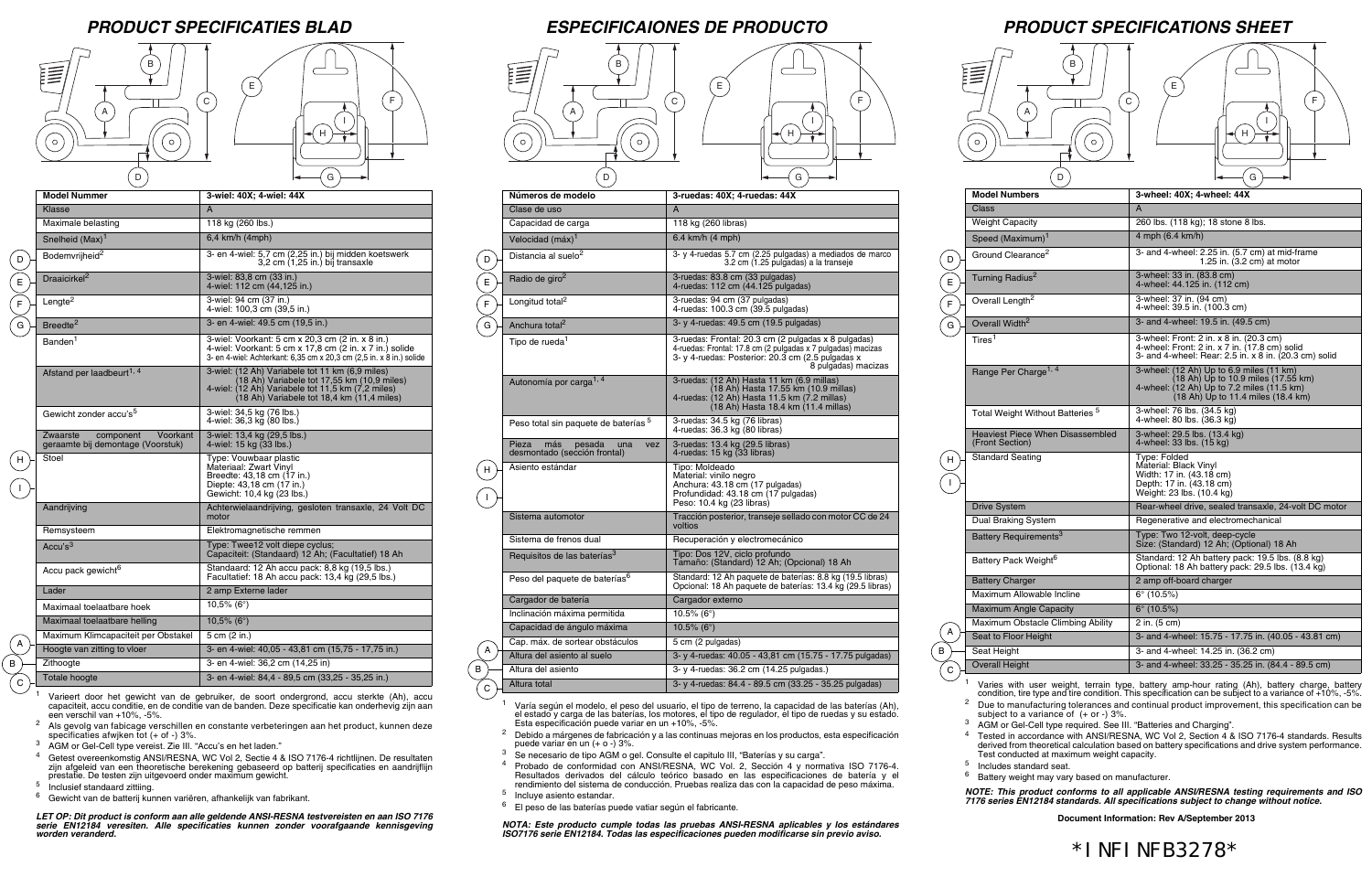# PRODUCT SPECIFICATIES BLAD

| Model Nummer | 3-wiel: 40X; 4-wiel: 44X |
|---|---|
| Klasse | A |
| Maximale belasting | 118 kg (260 lbs.) |
| Snelheid (Max)[1] | 6,4 km/h (4mph) |
| D Bodemvrijheid[2] | 3- en 4-wiel: 5,7 cm (2,25 in.) bij midden koetswerk 3,2 cm (1,25 in.) bij transaxle |
| E Draaicirkel[2] | 3-wiel: 83,8 cm (33 in.) 4-wiel: 112 cm (44,125 in.) |
| F Lengte[2] | 3-wiel: 94 cm (37 in.) 4-wiel: 100,3 cm (39,5 in.) |
| G Breedte[2] | 3- en 4-wiel: 49.5 cm (19,5 in.) |
| Banden[1] | 3-wiel: Voorkant: 5 cm x 20,3 cm (2 in. x 8 in.) 4-wiel: Voorkant: 5 cm x 17,8 cm (2 in. x 7 in.) solide 3- en 4-wiel: Achterkant: 6,35 cm x 20,3 cm (2,5 in. x 8 in.) solide |
| Afstand per laadbeurt[1, 4] | 3-wiel: (12 Ah) Variabele tot 11 km (6,9 miles) (18 Ah) Variabele tot 17,55 km (10,9 miles) 4-wiel: (12 Ah) Variabele tot 11,5 km (7,2 miles) (18 Ah) Variabele tot 18,4 km (11,4 miles) |
| Gewicht zonder accu's[5] | 3-wiel: 34,5 kg (76 lbs.) 4-wiel: 36,3 kg (80 lbs.) |
| Zwaarste component Voorkant geraamte bij demontage (Voorstuk) | 3-wiel: 13,4 kg (29,5 lbs.) 4-wiel: 15 kg (33 lbs.) |
| H I Stoel | Type: Vouwbaar plastic Materiaal: Zwart Vinyl Breedte: 43,18 cm (17 in.) Diepte: 43,18 cm (17 in.) Gewicht: 10,4 kg (23 lbs.) |
| Aandrijving | Achterwielaandrijving, gesloten transaxle, 24 Volt DC motor |
| Remsysteem | Elektromagnetische remmen |
| Accu's[3] | Type: Twee12 volt diepe cyclus; Capaciteit: (Standaard) 12 Ah; (Facultatief) 18 Ah |
| Accu pack gewicht[6] | Standaard: 12 Ah accu pack: 8,8 kg (19,5 lbs.) Facultatief: 18 Ah accu pack: 13,4 kg (29,5 lbs.) |
| Lader | 2 amp Externe lader |
| Maximaal toelaatbare hoek | 10,5% (6°) |
| Maximaal toelaatbare helling | 10,5% (6°) |
| Maximum Klimcapaciteit per Obstakel | 5 cm (2 in.) |
| A Hoogte van zitting to vloer | 3- en 4-wiel: 40,05 - 43,81 cm (15,75 - 17,75 in.) |
| B Zithoogte | 3- en 4-wiel: 36,2 cm (14,25 in) |
| C Totale hoogte | 3- en 4-wiel: 84,4 - 89,5 cm (33,25 - 35,25 in.) |

1 Varieert door het gewicht van de gebruiker, de soort ondergrond, accu sterkte (Ah), accu capaciteit, accu conditie, en de conditie van de banden. Deze specificatie kan onderhevig zijn aan een verschil van +10%, -5%.
2 Als gevolg van fabicage verschillen en constante verbeteringen aan het product, kunnen deze specificaties afwijken tot (+ of -) 3%.
3 AGM or Gel-Cell type vereist. Zie III. "Accu's en het laden."
4 Getest overeenkomstig ANSI/RESNA, WC Vol 2, Sectie 4 & ISO 7176-4 richtlijnen. De resultaten zijn afgeleid van een theoretische berekening gebaseerd op batterij specificaties en aandrijflijn prestatie. De testen zijn uitgevoerd onder maximum gewicht.
5 Inclusief standaard zitting.
6 Gewicht van de batterij kunnen variëren, afhankelijk van fabrikant.

***LET OP: Dit product is conform aan alle geldende ANSI-RESNA testvereisten en aan ISO 7176 serie EN12184 veresiten. Alle specificaties kunnen zonder voorafgaande kennisgeving worden veranderd.***

# ESPECIFICAIONES DE PRODUCTO

| Números de modelo | 3-ruedas: 40X; 4-ruedas: 44X |
|---|---|
| Clase de uso | A |
| Capacidad de carga | 118 kg (260 libras) |
| Velocidad (máx)[1] | 6.4 km/h (4 mph) |
| D Distancia al suelo[2] | 3- y 4-ruedas 5.7 cm (2.25 pulgadas) a mediados de marco 3.2 cm (1.25 pulgadas) a la transeje |
| E Radio de giro[2] | 3-ruedas: 83.8 cm (33 pulgadas) 4-ruedas: 112 cm (44.125 pulgadas) |
| F Longitud total[2] | 3-ruedas: 94 cm (37 pulgadas) 4-ruedas: 100.3 cm (39.5 pulgadas) |
| G Anchura total[2] | 3- y 4-ruedas: 49.5 cm (19.5 pulgadas) |
| Tipo de rueda[1] | 3-ruedas: Frontal: 20.3 cm (2 pulgadas x 8 pulgadas) 4-ruedas: Frontal: 17.8 cm (2 pulgadas x 7 pulgadas) macizas 3- y 4-ruedas: Posterior: 20.3 cm (2.5 pulgadas x 8 pulgadas) macizas |
| Autonomía por carga[1, 4] | 3-ruedas: (12 Ah) Hasta 11 km (6.9 millas) (18 Ah) Hasta 17.55 km (10.9 millas) 4-ruedas: (12 Ah) Hasta 11.5 km (7.2 millas) (18 Ah) Hasta 18.4 km (11.4 millas) |
| Peso total sin paquete de baterías[5] | 3-ruedas: 34.5 kg (76 libras) 4-ruedas: 36.3 kg (80 libras) |
| Pieza más pesada una vez desmontado (sección frontal) | 3-ruedas: 13.4 kg (29.5 libras) 4-ruedas: 15 kg (33 libras) |
| H I Asiento estándar | Tipo: Moldeado Material: vinilo negro Anchura: 43.18 cm (17 pulgadas) Profundidad: 43.18 cm (17 pulgadas) Peso: 10.4 kg (23 libras) |
| Sistema automotor | Tracción posterior, transeje sellado con motor CC de 24 voltios |
| Sistema de frenos dual | Recuperación y electromecánico |
| Requisitos de las baterías[3] | Tipo: Dos 12V, ciclo profundo Tamaño: (Standard) 12 Ah; (Opcional) 18 Ah |
| Peso del paquete de baterías[6] | Standard: 12 Ah paquete de baterías: 8.8 kg (19.5 libras) Opcional: 18 Ah paquete de baterías: 13.4 kg (29.5 libras) |
| Cargador de batería | Cargador externo |
| Inclinación máxima permitida | 10.5% (6°) |
| Capacidad de ángulo máxima | 10.5% (6°) |
| Cap. máx. de sortear obstáculos | 5 cm (2 pulgadas) |
| A Altura del asiento al suelo | 3- y 4-ruedas: 40.05 - 43,81 cm (15.75 - 17.75 pulgadas) |
| B Altura del asiento | 3- y 4-ruedas: 36.2 cm (14.25 pulgadas.) |
| C Altura total | 3- y 4-ruedas: 84.4 - 89.5 cm (33.25 - 35.25 pulgadas) |

1 Varía según el modelo, el peso del usuario, el tipo de terreno, la capacidad de las baterías (Ah), el estado y carga de las baterías, los motores, el tipo de regulador, el tipo de ruedas y su estado. Esta especificación puede variar en un +10%, -5%.
2 Debido a márgenes de fabricación y a las continuas mejoras en los productos, esta especificación puede variar en un (+ o -) 3%.
3 Se necesario de tipo AGM o gel. Consulte el capitulo III, "Baterías y su carga".
4 Probado de conformidad con ANSI/RESNA, WC Vol. 2, Sección 4 y normativa ISO 7176-4. Resultados derivados del cálculo teórico basado en las especificaciones de batería y el rendimiento del sistema de conducción. Pruebas realiza das con la capacidad de peso máxima.
5 Incluye asiento estandar.
6 El peso de las baterías puede vatiar según el fabricante.

***NOTA: Este producto cumple todas las pruebas ANSI-RESNA aplicables y los estándares ISO7176 serie EN12184. Todas las especificaciones pueden modificarse sin previo aviso.***

# PRODUCT SPECIFICATIONS SHEET

| Model Numbers | 3-wheel: 40X; 4-wheel: 44X |
|---|---|
| Class | A |
| Weight Capacity | 260 lbs. (118 kg); 18 stone 8 lbs. |
| Speed (Maximum)[1] | 4 mph (6.4 km/h) |
| D Ground Clearance[2] | 3- and 4-wheel: 2.25 in. (5.7 cm) at mid-frame 1.25 in. (3.2 cm) at motor |
| E Turning Radius[2] | 3-wheel: 33 in. (83.8 cm) 4-wheel: 44.125 in. (112 cm) |
| F Overall Length[2] | 3-wheel: 37 in. (94 cm) 4-wheel: 39.5 in. (100.3 cm) |
| G Overall Width[2] | 3- and 4-wheel: 19.5 in. (49.5 cm) |
| Tires[1] | 3-wheel: Front: 2 in. x 8 in. (20.3 cm) 4-wheel: Front: 2 in. x 7 in. (17.8 cm) solid 3- and 4-wheel: Rear: 2.5 in. x 8 in. (20.3 cm) solid |
| Range Per Charge[1, 4] | 3-wheel: (12 Ah) Up to 6.9 miles (11 km) (18 Ah) Up to 10.9 miles (17.55 km) 4-wheel: (12 Ah) Up to 7.2 miles (11.5 km) (18 Ah) Up to 11.4 miles (18.4 km) |
| Total Weight Without Batteries[5] | 3-wheel: 76 lbs. (34.5 kg) 4-wheel: 80 lbs. (36.3 kg) |
| Heaviest Piece When Disassembled (Front Section) | 3-wheel: 29.5 lbs. (13.4 kg) 4-wheel: 33 lbs. (15 kg) |
| H I Standard Seating | Type: Folded Material: Black Vinyl Width: 17 in. (43.18 cm) Depth: 17 in. (43.18 cm) Weight: 23 lbs. (10.4 kg) |
| Drive System | Rear-wheel drive, sealed transaxle, 24-volt DC motor |
| Dual Braking System | Regenerative and electromechanical |
| Battery Requirements[3] | Type: Two 12-volt, deep-cycle Size: (Standard) 12 Ah; (Optional) 18 Ah |
| Battery Pack Weight[6] | Standard: 12 Ah battery pack: 19.5 lbs. (8.8 kg) Optional: 18 Ah battery pack: 29.5 lbs. (13.4 kg) |
| Battery Charger | 2 amp off-board charger |
| Maximum Allowable Incline | 6° (10.5%) |
| Maximum Angle Capacity | 6° (10.5%) |
| Maximum Obstacle Climbing Ability | 2 in. (5 cm) |
| A Seat to Floor Height | 3- and 4-wheel: 15.75 - 17.75 in. (40.05 - 43.81 cm) |
| B Seat Height | 3- and 4-wheel: 14.25 in. (36.2 cm) |
| C Overall Height | 3- and 4-wheel: 33.25 - 35.25 in. (84.4 - 89.5 cm) |

1 Varies with user weight, terrain type, battery amp-hour rating (Ah), battery charge, battery condition, tire type and tire condition. This specification can be subject to a variance of +10%, -5%.
2 Due to manufacturing tolerances and continual product improvement, this specification can be subject to a variance of (+ or -) 3%.
3 AGM or Gel-Cell type required. See III. "Batteries and Charging".
4 Tested in accordance with ANSI/RESNA, WC Vol 2, Section 4 & ISO 7176-4 standards. Results derived from theoretical calculation based on battery specifications and drive system performance. Test conducted at maximum weight capacity.
5 Includes standard seat.
6 Battery weight may vary based on manufacturer.

***NOTE: This product conforms to all applicable ANSI/RESNA testing requirements and ISO 7176 series EN12184 standards. All specifications subject to change without notice.***

**Document Information: Rev A/September 2013**

*INFINFB3278*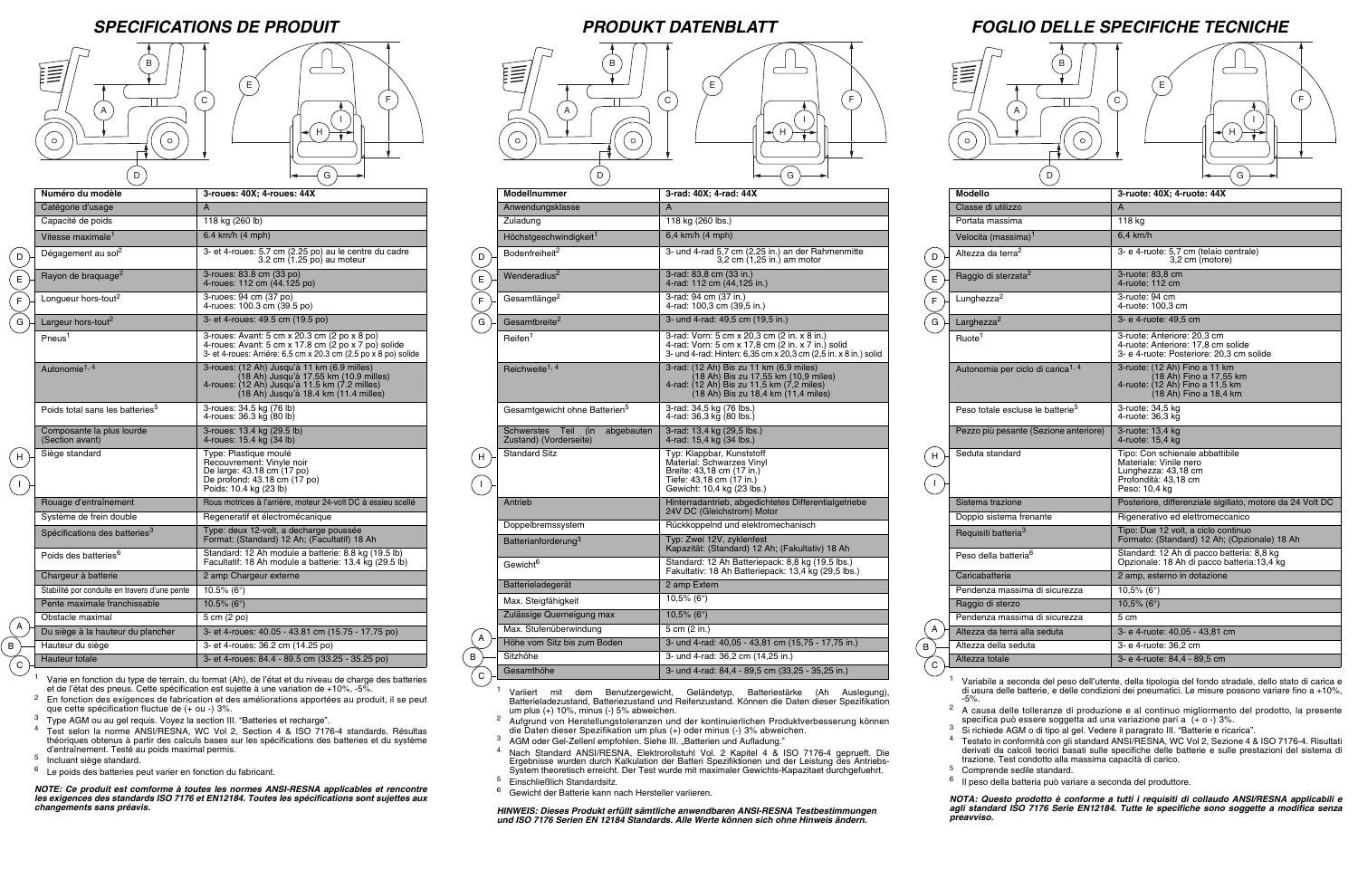# SPECIFICATIONS DE PRODUIT

B
C
A
D
E
F
I
H
G

| | Numéro du modèle | 3-roues: 40X; 4-roues: 44X |
|---|---|---|
| | Catégorie d'usage | A |
| | Capacité de poids | 118 kg (260 lb) |
| | Vitesse maximale[1] | 6.4 km/h (4 mph) |
| D | Dégagement au sol[2] | 3- et 4-roues: 5.7 cm (2.25 po) au le centre du cadre 3.2 cm (1.25 po) au moteur |
| E | Rayon de braquage[2] | 3-roues: 83.8 cm (33 po) 4-roues: 112 cm (44.125 po) |
| F | Longueur hors-tout[2] | 3-roues: 94 cm (37 po) 4-roues: 100.3 cm (39.5 po) |
| G | Largeur hors-tout[2] | 3- et 4-roues: 49.5 cm (19.5 po) |
| | Pneus[1] | 3-roues: Avant: 5 cm x 20.3 cm (2 po x 8 po) 4-roues: Avant: 5 cm x 17.8 cm (2 po x 7 po) solide 3- et 4-roues: Arrière: 6.5 cm x 20.3 cm (2.5 po x 8 po) solide |
| | Autonomie[1, 4] | 3-roues: (12 Ah) Jusqu'à 11 km (6.9 milles) (18 Ah) Jusqu'à 17.55 km (10.9 milles) 4-roues: (12 Ah) Jusqu'à 11.5 km (7.2 milles) (18 Ah) Jusqu'à 18.4 km (11.4 milles) |
| | Poids total sans les batteries[5] | 3-roues: 34.5 kg (76 lb) 4-roues: 36.3 kg (80 lb) |
| | Composante la plus lourde (Section avant) | 3-roues: 13.4 kg (29.5 lb) 4-roues: 15.4 kg (34 lb) |
| H, I | Siège standard | Type: Plastique moulé Recouvrement: Vinyle noir De large: 43.18 cm (17 po) De profond: 43.18 cm (17 po) Poids: 10.4 kg (23 lb) |
| | Rouage d'entraînement | Roues motrices à l'arrière, moteur 24-volt DC à essieu scellé |
| | Système de frein double | Regeneratif et électromécanique |
| | Spécifications des batteries[3] | Type: deux 12-volt, a decharge poussée Format: (Standard) 12 Ah; (Facultatif) 18 Ah |
| | Poids des batteries[6] | Standard: 12 Ah module a batterie: 8.8 kg (19.5 lb) Facultatif: 18 Ah module a batterie: 13.4 kg (29.5 lb) |
| | Chargeur à batterie | 2 amp Chargeur externe |
| | Stabilité pour conduite en travers d'une pente | 10.5% (6°) |
| | Pente maximale franchissable | 10.5% (6°) |
| | Obstacle maximal | 5 cm (2 po) |
| A | Du siège à la hauteur du plancher | 3- et 4-roues: 40.05 - 43.81 cm (15.75 - 17.75 po) |
| B | Hauteur du siège | 3- et 4-roues: 36.2 cm (14.25 po) |
| C | Hauteur totale | 3- et 4-roues: 84.4 - 89.5 cm (33.25 - 35.25 po) |

[1] Varie en fonction du type de terrain, du format (Ah), de l'état et du niveau de charge des batteries et de l'état des pneus. Cette spécification est sujette à une variation de +10%, -5%.

[2] En fonction des exigences de fabrication et des améliorations apportées au produit, il se peut que cette spécification fluctue de (+ ou -) 3%.

[3] Type AGM ou au gel requis. Voyez la section III. "Batteries et recharge".

[4] Test selon la norme ANSI/RESNA, WC Vol 2, Section 4 & ISO 7176-4 standards. Résultas théoriques obtenus à partir des calculs bases sur les spécifications des batteries et du système d'entraînement. Testé au poids maximal permis.

[5] Incluant siège standard.

[6] Le poids des batteries peut varier en fonction du fabricant.

***NOTE: Ce produit est comforme à toutes les normes ANSI-RESNA applicables et rencontre les exigences des standards ISO 7176 et EN12184. Toutes les spécifications sont sujettes aux changements sans préavis.***

# PRODUKT DATENBLATT

B
C
A
D
E
F
I
H
G

| | Modellnummer | 3-rad: 40X; 4-rad: 44X |
|---|---|---|
| | Anwendungsklasse | A |
| | Zuladung | 118 kg (260 lbs.) |
| | Höchstgeschwindigkeit[1] | 6,4 km/h (4 mph) |
| D | Bodenfreiheit[2] | 3- und 4-rad 5,7 cm (2,25 in.) an der Rahmenmitte 3,2 cm (1,25 in.) am motor |
| E | Wenderadius[2] | 3-rad: 83,8 cm (33 in.) 4-rad: 112 cm (44,125 in.) |
| F | Gesamtlänge[2] | 3-rad: 94 cm (37 in.) 4-rad: 100,3 cm (39,5 in.) |
| G | Gesamtbreite[2] | 3- und 4-rad: 49,5 cm (19,5 in.) |
| | Reifen[1] | 3-rad: Vorn: 5 cm x 20,3 cm (2 in. x 8 in.) 4-rad: Vorn: 5 cm x 17,8 cm (2 in. x 7 in.) solid 3- und 4-rad: Hinten: 6,35 cm x 20,3 cm (2,5 in. x 8 in.) solid |
| | Reichweite[1, 4] | 3-rad: (12 Ah) Bis zu 11 km (6,9 miles) (18 Ah) Bis zu 17,55 km (10,9 miles) 4-rad: (12 Ah) Bis zu 11,5 km (7,2 miles) (18 Ah) Bis zu 18,4 km (11,4 miles) |
| | Gesamtgewicht ohne Batterien[5] | 3-rad: 34,5 kg (76 lbs.) 4-rad: 36,3 kg (80 lbs.) |
| | Schwerstes Teil (in abgebauten Zustand) (Vorderseite) | 3-rad: 13,4 kg (29,5 lbs.) 4-rad: 15,4 kg (34 lbs.) |
| H, I | Standard Sitz | Typ: Klappbar, Kunststoff Material: Schwarzes Vinyl Breite: 43,18 cm (17 in.) Tiefe: 43,18 cm (17 in.) Gewicht: 10,4 kg (23 lbs.) |
| | Antrieb | Hinterradantrieb, abgedichtetes Differentialgetriebe 24V DC (Gleichstrom) Motor |
| | Doppelbremssystem | Rückkoppelnd und elektromechanisch |
| | Batterianforderung[3] | Typ: Zwei 12V, zyklenfest Kapazität: (Standard) 12 Ah; (Fakultativ) 18 Ah |
| | Gewicht[6] | Standard: 12 Ah Batteriepack: 8,8 kg (19,5 lbs.) Fakultativ: 18 Ah Batteriepack: 13,4 kg (29,5 lbs.) |
| | Batterieladegerät | 2 amp Extern |
| | Max. Steigfähigkeit | 10,5% (6°) |
| | Zulässige Querneigung max | 10,5% (6°) |
| | Max. Stufenüberwindung | 5 cm (2 in.) |
| A | Höhe vom Sitz bis zum Boden | 3- und 4-rad: 40,05 - 43,81 cm (15,75 - 17,75 in.) |
| B | Sitzhöhe | 3- und 4-rad: 36,2 cm (14,25 in.) |
| C | Gesamthöhe | 3- und 4-rad: 84,4 - 89,5 cm (33,25 - 35,25 in.) |

[1] Variiert mit dem Benutzergewicht, Geländetyp, Batteriestärke (Ah Auslegung), Batterieladezustand, Batteriezustand und Reifenzustand. Können die Daten dieser Spezifikation um plus (+) 10%, minus (-) 5% abweichen.

[2] Aufgrund von Herstellungstoleranzen und der kontinuierlichen Produktverbesserung können die Daten dieser Spezifikation um plus (+) oder minus (-) 3% abweichen.

[3] AGM oder Gel-Zellenl empfohlen. Siehe III. „Batterien und Aufladung."

[4] Nach Standard ANSI/RESNA, Elektrorollstuhl Vol. 2 Kapitel 4 & ISO 7176-4 geprueft. Die Ergebnisse wurden durch Kalkulation der Batteri Spezifiktionen und der Leistung des Antriebs-System theoretisch erreicht. Der Test wurde mit maximaler Gewichts-Kapazitaet durchgefuehrt.

[5] Einschließlich Standardsitz.

[6] Gewicht der Batterie kann nach Hersteller variieren.

***HINWEIS: Dieses Produkt erfüllt sämtliche anwendbaren ANSI-RESNA Testbestimmungen und ISO 7176 Serien EN 12184 Standards. Alle Werte können sich ohne Hinweis ändern.***

# FOGLIO DELLE SPECIFICHE TECNICHE

B
C
A
D
E
F
I
H
G

| | Modello | 3-ruote: 40X; 4-ruote: 44X |
|---|---|---|
| | Classe di utilizzo | A |
| | Portata massima | 118 kg |
| | Velocita (massima)[1] | 6,4 km/h |
| D | Altezza da terra[2] | 3- e 4-ruote: 5,7 cm (telaio centrale) 3,2 cm (motore) |
| E | Raggio di sterzata[2] | 3-ruote: 83,8 cm 4-ruote: 112 cm |
| F | Lunghezza[2] | 3-ruote: 94 cm 4-ruote: 100,3 cm |
| G | Larghezza[2] | 3- e 4-ruote: 49,5 cm |
| | Ruote[1] | 3-ruote: Anteriore: 20,3 cm 4-ruote: Anteriore: 17,8 cm solide 3- e 4-ruote: Posteriore: 20,3 cm solide |
| | Autonomia per ciclo di carica[1, 4] | 3-ruote: (12 Ah) Fino a 11 km (18 Ah) Fino a 17,55 km 4-ruote: (12 Ah) Fino a 11,5 km (18 Ah) Fino a 18,4 km |
| | Peso totale escluse le batterie[5] | 3-ruote: 34,5 kg 4-ruote: 36,3 kg |
| | Pezzo più pesante (Sezione anteriore) | 3-ruote: 13,4 kg 4-ruote: 15,4 kg |
| H, I | Seduta standard | Tipo: Con schienale abbattibile Materiale: Vinile nero Lunghezza: 43,18 cm Profondità: 43,18 cm Peso: 10,4 kg |
| | Sistema trazione | Posteriore, differenziale sigillato, motore da 24 Volt DC |
| | Doppio sistema frenante | Rigenerativo ed elettromeccanico |
| | Requisiti batteria[3] | Tipo: Due 12 volt, a ciclo continuo Formato: (Standard) 12 Ah; (Opzionale) 18 Ah |
| | Peso della batteria[6] | Standard: 12 Ah di pacco batteria: 8,8 kg Opzionale: 18 Ah di pacco batteria:13,4 kg |
| | Caricabatteria | 2 amp, esterno in dotazione |
| | Pendenza massima di sicurezza | 10,5% (6°) |
| | Raggio di sterzo | 10,5% (6°) |
| | Pendenza massima di sicurezza | 5 cm |
| A | Altezza da terra alla seduta | 3- e 4-ruote: 40,05 - 43,81 cm |
| B | Altezza della seduta | 3- e 4-ruote: 36,2 cm |
| C | Altezza totale | 3- e 4-ruote: 84,4 - 89,5 cm |

[1] Variabile a seconda del peso dell'utente, della tipologia del fondo stradale, dello stato di carica e di usura delle batterie, e delle condizioni dei pneumatici. Le misure possono variare fino a +10%, -5%.

[2] A causa delle tolleranze di produzione e al continuo miglioramento del prodotto, la presente specifica può essere soggetta ad una variazione pari a (+ o -) 3%.

[3] Si richiede AGM o di tipo al gel. Vedere il paragrafo III. "Batterie e ricarica".

[4] Testato in conformità con gli standard ANSI/RESNA, WC Vol 2, Sezione 4 & ISO 7176-4. Risultati derivati da calcoli teorici basati sulle specifiche delle batterie e sulle prestazioni del sistema di trazione. Test condotto alla massima capacità di carico.

[5] Comprende sedile standard.

[6] Il peso della batteria può variare a seconda del produttore.

***NOTA: Questo prodotto è conforme a tutti i requisiti di collaudo ANSI/RESNA applicabili e agli standard ISO 7176 Serie EN12184. Tutte le specifiche sono soggette a modifica senza preavviso.***